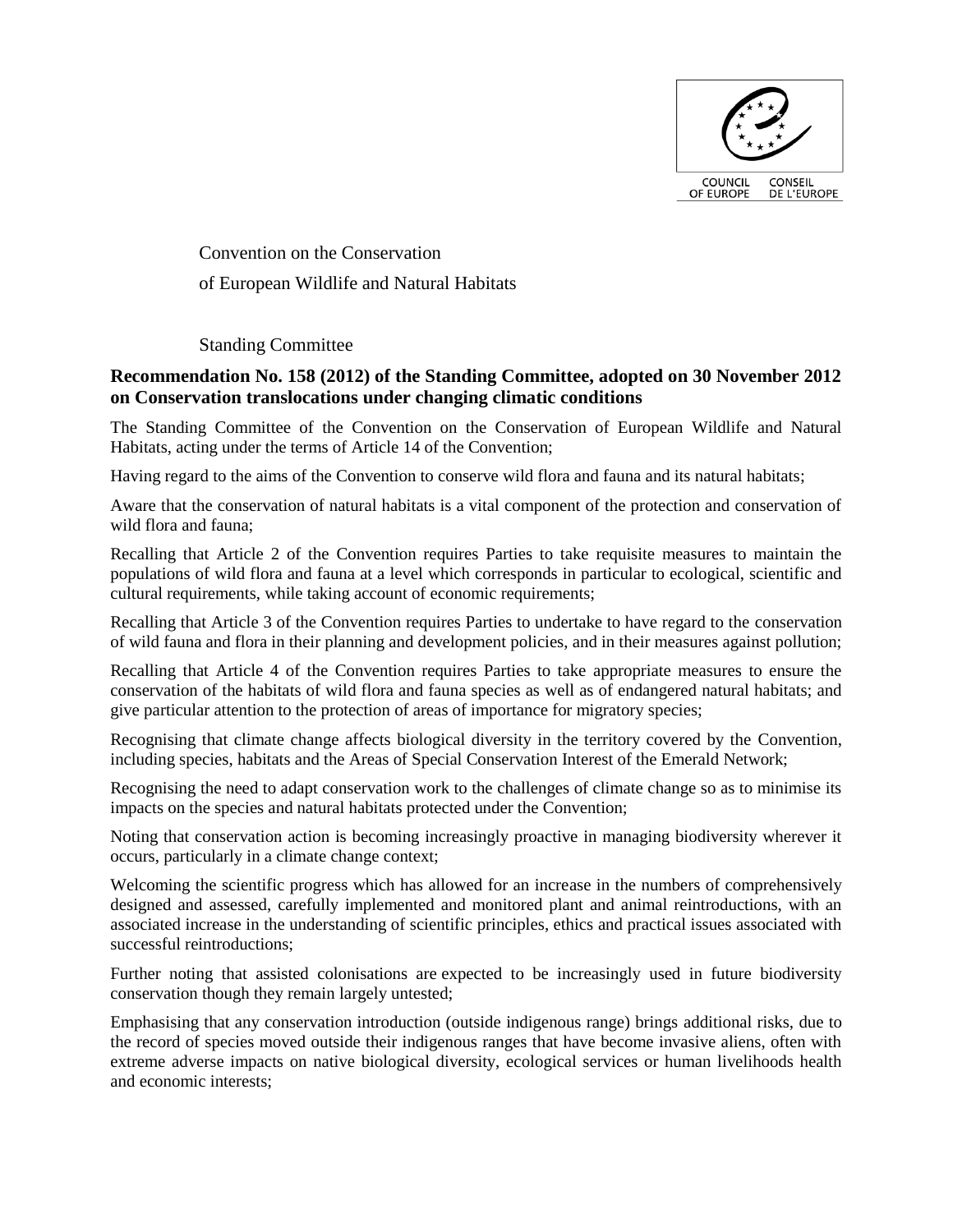COUNCIL OF EUROPE CONSEIL DE L'EUROPE

Convention on the Conservation of European Wildlife and Natural Habitats

Standing Committee

**Recommendation No. 158 (2012) of the Standing Committee, adopted on 30 November 2012 on Conservation translocations under changing climatic conditions**

The Standing Committee of the Convention on the Conservation of European Wildlife and Natural Habitats, acting under the terms of Article 14 of the Convention;

Having regard to the aims of the Convention to conserve wild flora and fauna and its natural habitats;

Aware that the conservation of natural habitats is a vital component of the protection and conservation of wild flora and fauna;

Recalling that Article 2 of the Convention requires Parties to take requisite measures to maintain the populations of wild flora and fauna at a level which corresponds in particular to ecological, scientific and cultural requirements, while taking account of economic requirements;

Recalling that Article 3 of the Convention requires Parties to undertake to have regard to the conservation of wild fauna and flora in their planning and development policies, and in their measures against pollution;

Recalling that Article 4 of the Convention requires Parties to take appropriate measures to ensure the conservation of the habitats of wild flora and fauna species as well as of endangered natural habitats; and give particular attention to the protection of areas of importance for migratory species;

Recognising that climate change affects biological diversity in the territory covered by the Convention, including species, habitats and the Areas of Special Conservation Interest of the Emerald Network;

Recognising the need to adapt conservation work to the challenges of climate change so as to minimise its impacts on the species and natural habitats protected under the Convention;

Noting that conservation action is becoming increasingly proactive in managing biodiversity wherever it occurs, particularly in a climate change context;

Welcoming the scientific progress which has allowed for an increase in the numbers of comprehensively designed and assessed, carefully implemented and monitored plant and animal reintroductions, with an associated increase in the understanding of scientific principles, ethics and practical issues associated with successful reintroductions;

Further noting that assisted colonisations are expected to be increasingly used in future biodiversity conservation though they remain largely untested;

Emphasising that any conservation introduction (outside indigenous range) brings additional risks, due to the record of species moved outside their indigenous ranges that have become invasive aliens, often with extreme adverse impacts on native biological diversity, ecological services or human livelihoods health and economic interests;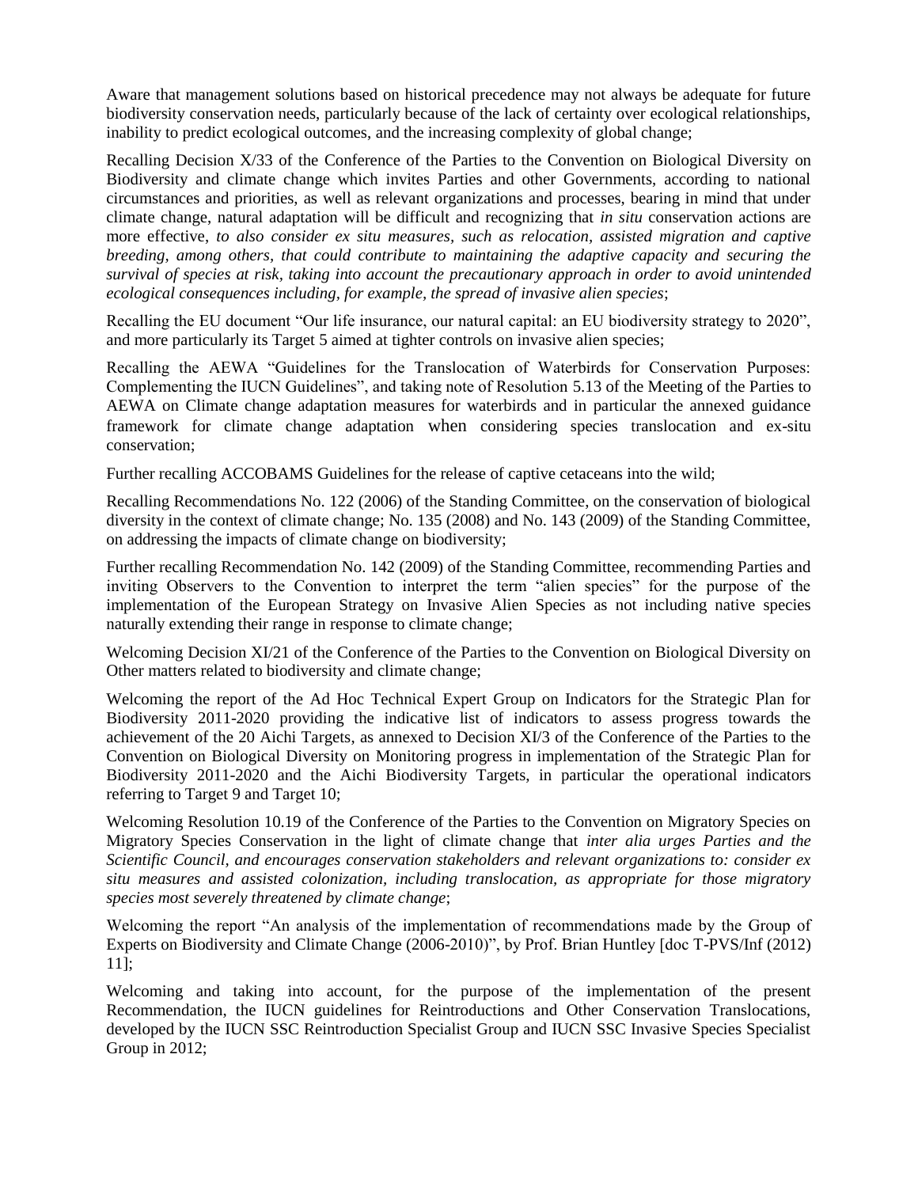Aware that management solutions based on historical precedence may not always be adequate for future biodiversity conservation needs, particularly because of the lack of certainty over ecological relationships, inability to predict ecological outcomes, and the increasing complexity of global change;

Recalling Decision X/33 of the Conference of the Parties to the Convention on Biological Diversity on Biodiversity and climate change which invites Parties and other Governments, according to national circumstances and priorities, as well as relevant organizations and processes, bearing in mind that under climate change, natural adaptation will be difficult and recognizing that *in situ* conservation actions are more effective, *to also consider ex situ measures, such as relocation, assisted migration and captive breeding, among others, that could contribute to maintaining the adaptive capacity and securing the survival of species at risk, taking into account the precautionary approach in order to avoid unintended ecological consequences including, for example, the spread of invasive alien species*;

Recalling the EU document "Our life insurance, our natural capital: an EU biodiversity strategy to 2020", and more particularly its Target 5 aimed at tighter controls on invasive alien species;

Recalling the AEWA "Guidelines for the Translocation of Waterbirds for Conservation Purposes: Complementing the IUCN Guidelines", and taking note of Resolution 5.13 of the Meeting of the Parties to AEWA on Climate change adaptation measures for waterbirds and in particular the annexed guidance framework for climate change adaptation when considering species translocation and ex-situ conservation;

Further recalling ACCOBAMS Guidelines for the release of captive cetaceans into the wild;

Recalling Recommendations No. 122 (2006) of the Standing Committee, on the conservation of biological diversity in the context of climate change; No. 135 (2008) and No. 143 (2009) of the Standing Committee, on addressing the impacts of climate change on biodiversity;

Further recalling Recommendation No. 142 (2009) of the Standing Committee, recommending Parties and inviting Observers to the Convention to interpret the term "alien species" for the purpose of the implementation of the European Strategy on Invasive Alien Species as not including native species naturally extending their range in response to climate change;

Welcoming Decision XI/21 of the Conference of the Parties to the Convention on Biological Diversity on Other matters related to biodiversity and climate change;

Welcoming the report of the Ad Hoc Technical Expert Group on Indicators for the Strategic Plan for Biodiversity 2011-2020 providing the indicative list of indicators to assess progress towards the achievement of the 20 Aichi Targets, as annexed to Decision XI/3 of the Conference of the Parties to the Convention on Biological Diversity on Monitoring progress in implementation of the Strategic Plan for Biodiversity 2011-2020 and the Aichi Biodiversity Targets, in particular the operational indicators referring to Target 9 and Target 10;

Welcoming Resolution 10.19 of the Conference of the Parties to the Convention on Migratory Species on Migratory Species Conservation in the light of climate change that *inter alia urges Parties and the Scientific Council, and encourages conservation stakeholders and relevant organizations to: consider ex situ measures and assisted colonization, including translocation, as appropriate for those migratory species most severely threatened by climate change*;

Welcoming the report "An analysis of the implementation of recommendations made by the Group of Experts on Biodiversity and Climate Change (2006-2010)", by Prof. Brian Huntley [doc T-PVS/Inf (2012) 11];

Welcoming and taking into account, for the purpose of the implementation of the present Recommendation, the IUCN guidelines for Reintroductions and Other Conservation Translocations, developed by the IUCN SSC Reintroduction Specialist Group and IUCN SSC Invasive Species Specialist Group in 2012;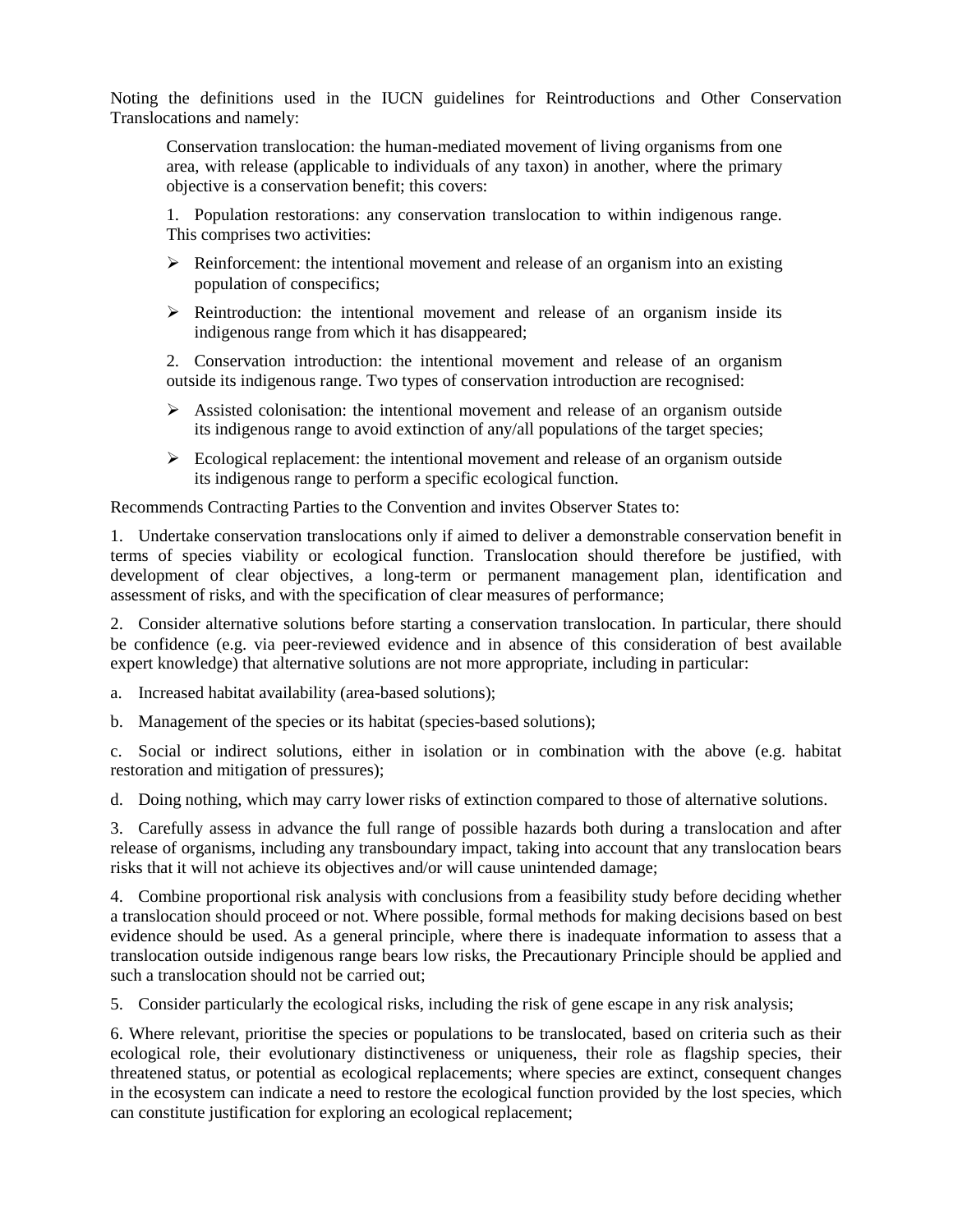Noting the definitions used in the IUCN guidelines for Reintroductions and Other Conservation Translocations and namely:

> Conservation translocation: the human-mediated movement of living organisms from one area, with release (applicable to individuals of any taxon) in another, where the primary objective is a conservation benefit; this covers:
>
> 1. Population restorations: any conservation translocation to within indigenous range. This comprises two activities:
>
> - Reinforcement: the intentional movement and release of an organism into an existing population of conspecifics;
> - Reintroduction: the intentional movement and release of an organism inside its indigenous range from which it has disappeared;
>
> 2. Conservation introduction: the intentional movement and release of an organism outside its indigenous range. Two types of conservation introduction are recognised:
>
> - Assisted colonisation: the intentional movement and release of an organism outside its indigenous range to avoid extinction of any/all populations of the target species;
> - Ecological replacement: the intentional movement and release of an organism outside its indigenous range to perform a specific ecological function.

Recommends Contracting Parties to the Convention and invites Observer States to:

1. Undertake conservation translocations only if aimed to deliver a demonstrable conservation benefit in terms of species viability or ecological function. Translocation should therefore be justified, with development of clear objectives, a long-term or permanent management plan, identification and assessment of risks, and with the specification of clear measures of performance;

2. Consider alternative solutions before starting a conservation translocation. In particular, there should be confidence (e.g. via peer-reviewed evidence and in absence of this consideration of best available expert knowledge) that alternative solutions are not more appropriate, including in particular:

a. Increased habitat availability (area-based solutions);

b. Management of the species or its habitat (species-based solutions);

c. Social or indirect solutions, either in isolation or in combination with the above (e.g. habitat restoration and mitigation of pressures);

d. Doing nothing, which may carry lower risks of extinction compared to those of alternative solutions.

3. Carefully assess in advance the full range of possible hazards both during a translocation and after release of organisms, including any transboundary impact, taking into account that any translocation bears risks that it will not achieve its objectives and/or will cause unintended damage;

4. Combine proportional risk analysis with conclusions from a feasibility study before deciding whether a translocation should proceed or not. Where possible, formal methods for making decisions based on best evidence should be used. As a general principle, where there is inadequate information to assess that a translocation outside indigenous range bears low risks, the Precautionary Principle should be applied and such a translocation should not be carried out;

5. Consider particularly the ecological risks, including the risk of gene escape in any risk analysis;

6. Where relevant, prioritise the species or populations to be translocated, based on criteria such as their ecological role, their evolutionary distinctiveness or uniqueness, their role as flagship species, their threatened status, or potential as ecological replacements; where species are extinct, consequent changes in the ecosystem can indicate a need to restore the ecological function provided by the lost species, which can constitute justification for exploring an ecological replacement;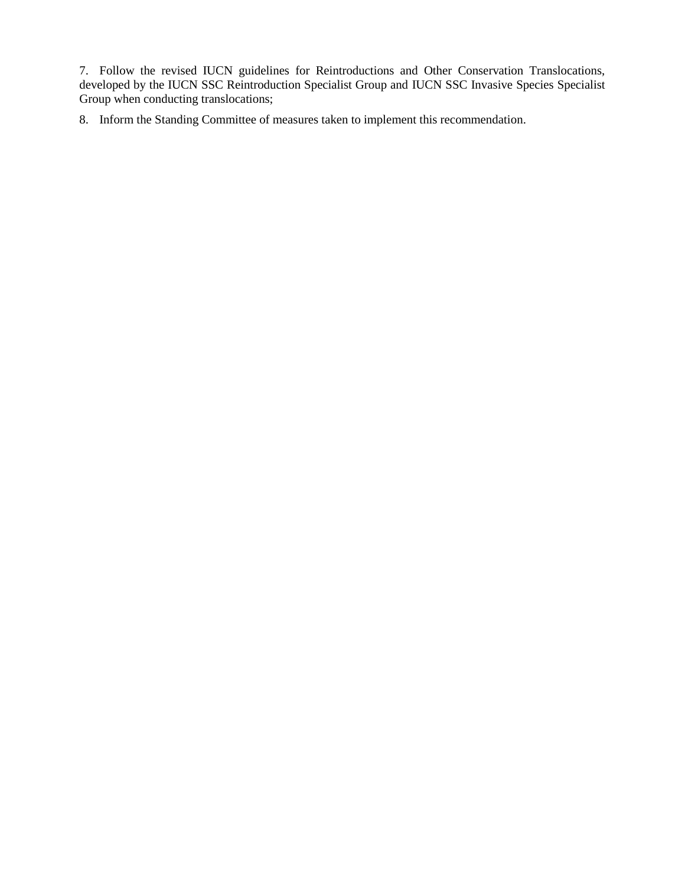7. Follow the revised IUCN guidelines for Reintroductions and Other Conservation Translocations, developed by the IUCN SSC Reintroduction Specialist Group and IUCN SSC Invasive Species Specialist Group when conducting translocations;

8. Inform the Standing Committee of measures taken to implement this recommendation.